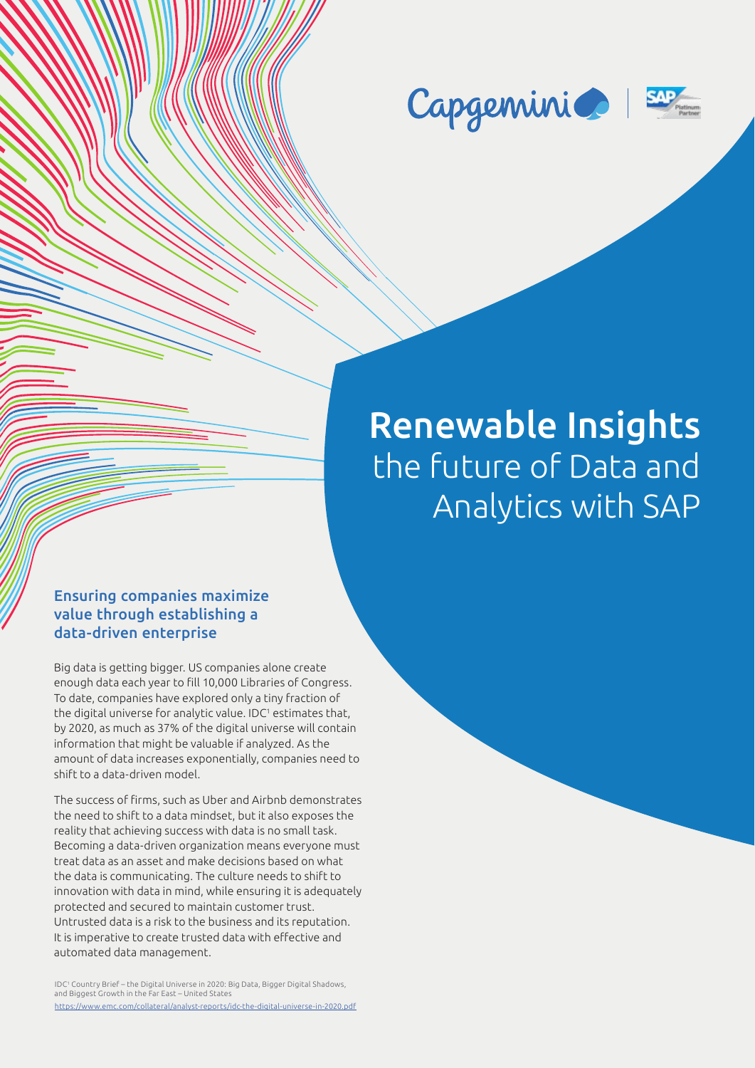# Renewable Insights
## the future of Data and Analytics with SAP

### Ensuring companies maximize value through establishing a data-driven enterprise

Big data is getting bigger. US companies alone create enough data each year to fill 10,000 Libraries of Congress. To date, companies have explored only a tiny fraction of the digital universe for analytic value. IDC[1] estimates that, by 2020, as much as 37% of the digital universe will contain information that might be valuable if analyzed. As the amount of data increases exponentially, companies need to shift to a data-driven model.

The success of firms, such as Uber and Airbnb demonstrates the need to shift to a data mindset, but it also exposes the reality that achieving success with data is no small task. Becoming a data-driven organization means everyone must treat data as an asset and make decisions based on what the data is communicating. The culture needs to shift to innovation with data in mind, while ensuring it is adequately protected and secured to maintain customer trust. Untrusted data is a risk to the business and its reputation. It is imperative to create trusted data with effective and automated data management.

IDC[1] Country Brief – the Digital Universe in 2020: Big Data, Bigger Digital Shadows, and Biggest Growth in the Far East – United States
https://www.emc.com/collateral/analyst-reports/idc-the-digital-universe-in-2020.pdf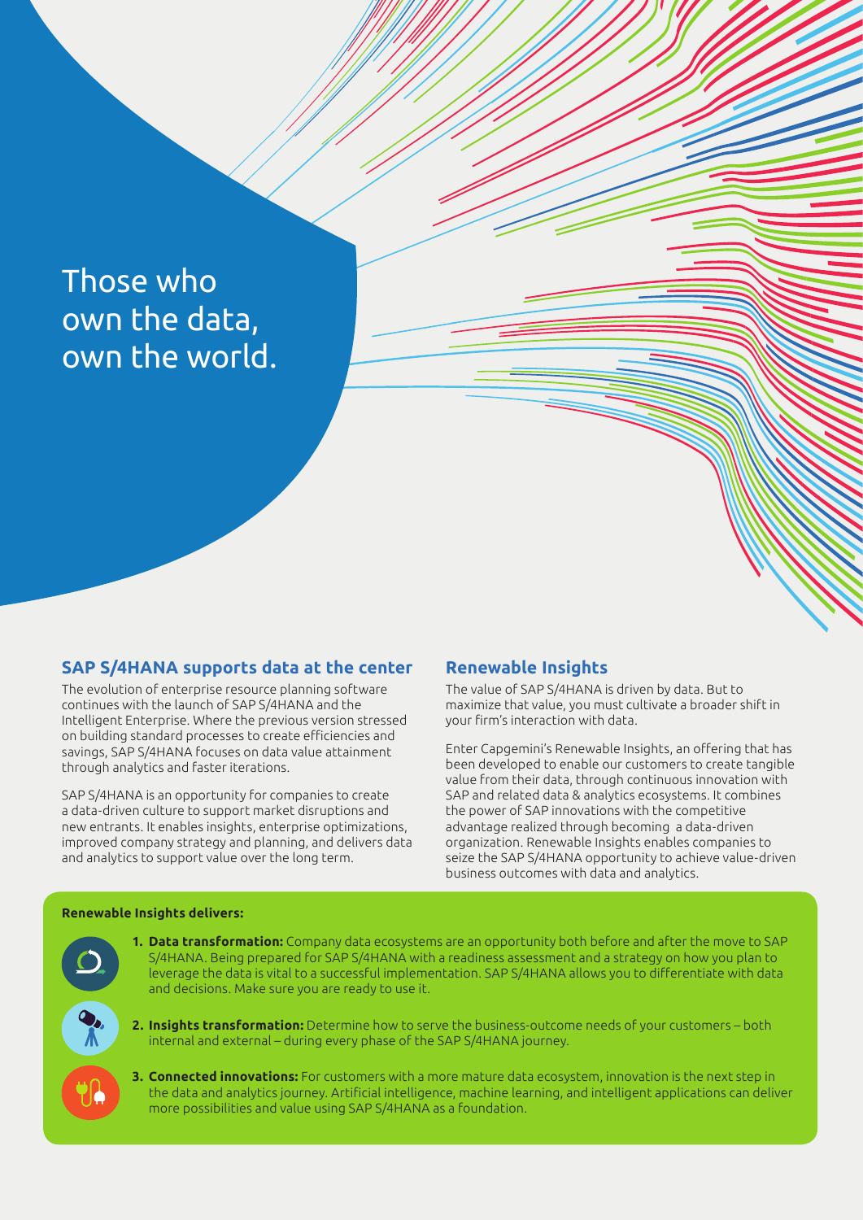# Those who own the data, own the world.

## SAP S/4HANA supports data at the center

The evolution of enterprise resource planning software continues with the launch of SAP S/4HANA and the Intelligent Enterprise. Where the previous version stressed on building standard processes to create efficiencies and savings, SAP S/4HANA focuses on data value attainment through analytics and faster iterations.

SAP S/4HANA is an opportunity for companies to create a data-driven culture to support market disruptions and new entrants. It enables insights, enterprise optimizations, improved company strategy and planning, and delivers data and analytics to support value over the long term.

## Renewable Insights

The value of SAP S/4HANA is driven by data. But to maximize that value, you must cultivate a broader shift in your firm's interaction with data.

Enter Capgemini's Renewable Insights, an offering that has been developed to enable our customers to create tangible value from their data, through continuous innovation with SAP and related data & analytics ecosystems. It combines the power of SAP innovations with the competitive advantage realized through becoming a data-driven organization. Renewable Insights enables companies to seize the SAP S/4HANA opportunity to achieve value-driven business outcomes with data and analytics.

**Renewable Insights delivers:**

1. **Data transformation:** Company data ecosystems are an opportunity both before and after the move to SAP S/4HANA. Being prepared for SAP S/4HANA with a readiness assessment and a strategy on how you plan to leverage the data is vital to a successful implementation. SAP S/4HANA allows you to differentiate with data and decisions. Make sure you are ready to use it.
2. **Insights transformation:** Determine how to serve the business-outcome needs of your customers – both internal and external – during every phase of the SAP S/4HANA journey.
3. **Connected innovations:** For customers with a more mature data ecosystem, innovation is the next step in the data and analytics journey. Artificial intelligence, machine learning, and intelligent applications can deliver more possibilities and value using SAP S/4HANA as a foundation.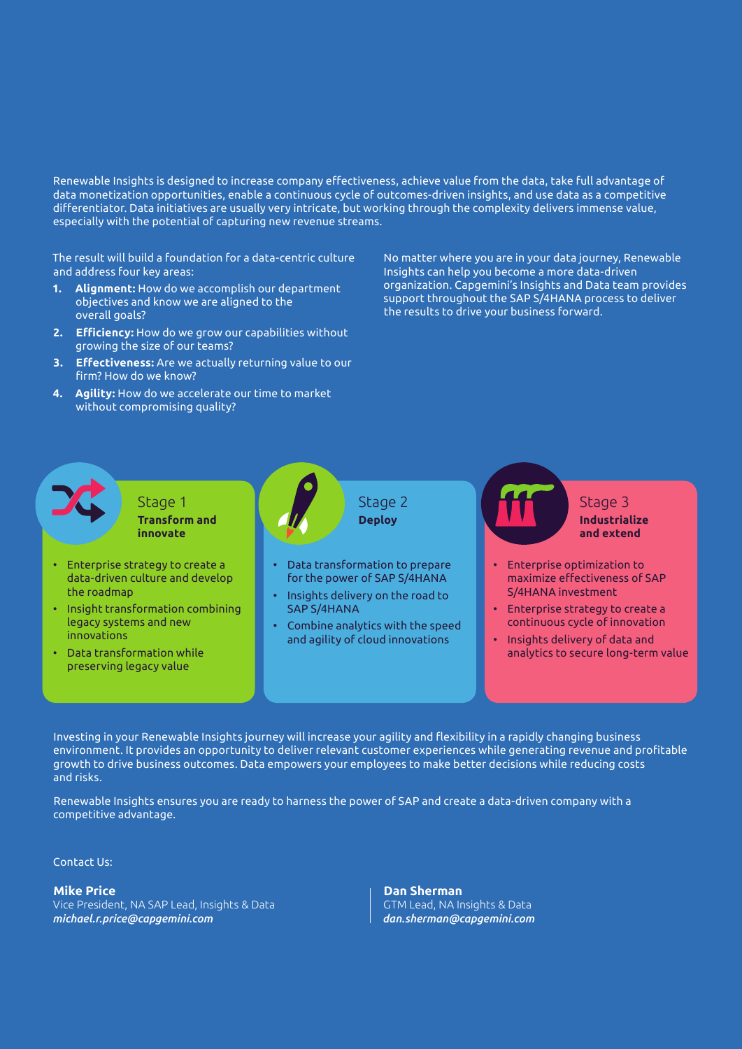Renewable Insights is designed to increase company effectiveness, achieve value from the data, take full advantage of data monetization opportunities, enable a continuous cycle of outcomes-driven insights, and use data as a competitive differentiator. Data initiatives are usually very intricate, but working through the complexity delivers immense value, especially with the potential of capturing new revenue streams.

The result will build a foundation for a data-centric culture and address four key areas:

1. **Alignment:** How do we accomplish our department objectives and know we are aligned to the overall goals?
2. **Efficiency:** How do we grow our capabilities without growing the size of our teams?
3. **Effectiveness:** Are we actually returning value to our firm? How do we know?
4. **Agility:** How do we accelerate our time to market without compromising quality?

No matter where you are in your data journey, Renewable Insights can help you become a more data-driven organization. Capgemini's Insights and Data team provides support throughout the SAP S/4HANA process to deliver the results to drive your business forward.

### Stage 1
**Transform and innovate**

- Enterprise strategy to create a data-driven culture and develop the roadmap
- Insight transformation combining legacy systems and new innovations
- Data transformation while preserving legacy value

### Stage 2
**Deploy**

- Data transformation to prepare for the power of SAP S/4HANA
- Insights delivery on the road to SAP S/4HANA
- Combine analytics with the speed and agility of cloud innovations

### Stage 3
**Industrialize and extend**

- Enterprise optimization to maximize effectiveness of SAP S/4HANA investment
- Enterprise strategy to create a continuous cycle of innovation
- Insights delivery of data and analytics to secure long-term value

Investing in your Renewable Insights journey will increase your agility and flexibility in a rapidly changing business environment. It provides an opportunity to deliver relevant customer experiences while generating revenue and profitable growth to drive business outcomes. Data empowers your employees to make better decisions while reducing costs and risks.

Renewable Insights ensures you are ready to harness the power of SAP and create a data-driven company with a competitive advantage.

Contact Us:

**Mike Price**
Vice President, NA SAP Lead, Insights & Data
***michael.r.price@capgemini.com***

**Dan Sherman**
GTM Lead, NA Insights & Data
***dan.sherman@capgemini.com***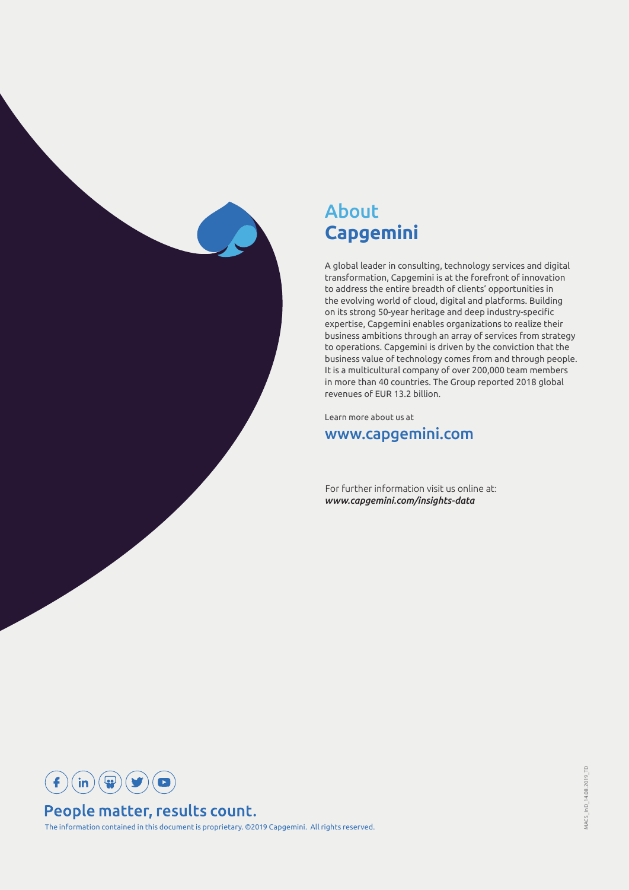# About Capgemini

A global leader in consulting, technology services and digital transformation, Capgemini is at the forefront of innovation to address the entire breadth of clients' opportunities in the evolving world of cloud, digital and platforms. Building on its strong 50-year heritage and deep industry-specific expertise, Capgemini enables organizations to realize their business ambitions through an array of services from strategy to operations. Capgemini is driven by the conviction that the business value of technology comes from and through people. It is a multicultural company of over 200,000 team members in more than 40 countries. The Group reported 2018 global revenues of EUR 13.2 billion.

Learn more about us at

## www.capgemini.com

For further information visit us online at:
***www.capgemini.com/insights-data***

**People matter, results count.**

The information contained in this document is proprietary. ©2019 Capgemini. All rights reserved.

MACS_InD_14.08.2019_TD